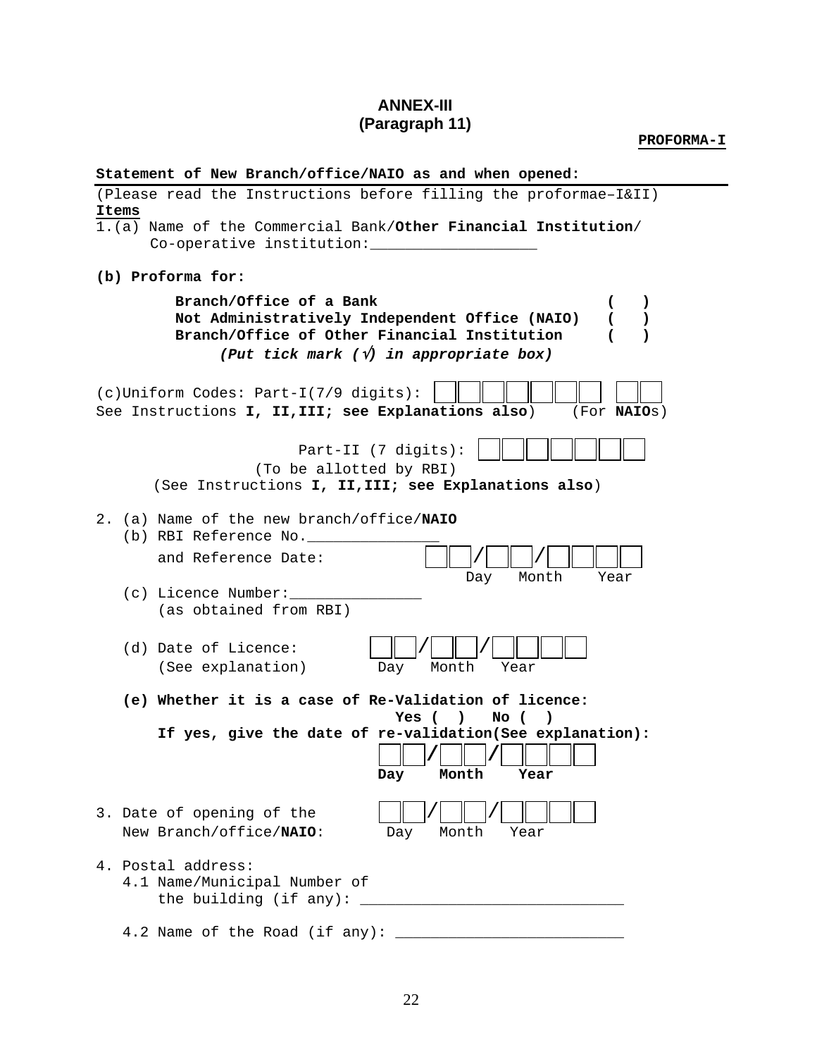# ANNEX-III
## (Paragraph 11)

**PROFORMA-I**

**Statement of New Branch/office/NAIO as and when opened:**

(Please read the Instructions before filling the proformae–I&II)

**Items**

1.(a) Name of the Commercial Bank/**Other Financial Institution**/ Co-operative institution:___________________

**(b) Proforma for:**

**Branch/Office of a Bank** ( )
**Not Administratively Independent Office (NAIO)** ( )
**Branch/Office of Other Financial Institution** ( )
***(Put tick mark (√) in appropriate box)***

(c)Uniform Codes: Part-I(7/9 digits): [ ][ ][ ][ ][ ][ ][ ] [ ][ ]
See Instructions **I, II,III; see Explanations also**) (For **NAIO**s)

Part-II (7 digits): [ ][ ][ ][ ][ ][ ][ ]
(To be allotted by RBI)
(See Instructions **I, II,III; see Explanations also**)

2. (a) Name of the new branch/office/**NAIO**
   (b) RBI Reference No._______________
   and Reference Date: [ ][ ]/[ ][ ]/[ ][ ][ ][ ]
   Day Month Year
   (c) Licence Number:_______________
   (as obtained from RBI)

   (d) Date of Licence: [ ][ ]/[ ][ ]/[ ][ ][ ][ ]
   (See explanation) Day Month Year

   **(e) Whether it is a case of Re-Validation of licence:**
   **Yes ( ) No ( )**
   **If yes, give the date of re-validation(See explanation):**
   [ ][ ]/[ ][ ]/[ ][ ][ ][ ]
   **Day Month Year**

3. Date of opening of the New Branch/office/**NAIO**: [ ][ ]/[ ][ ]/[ ][ ][ ][ ]
   Day Month Year

4. Postal address:
   4.1 Name/Municipal Number of the building (if any): ______________________________

   4.2 Name of the Road (if any): __________________________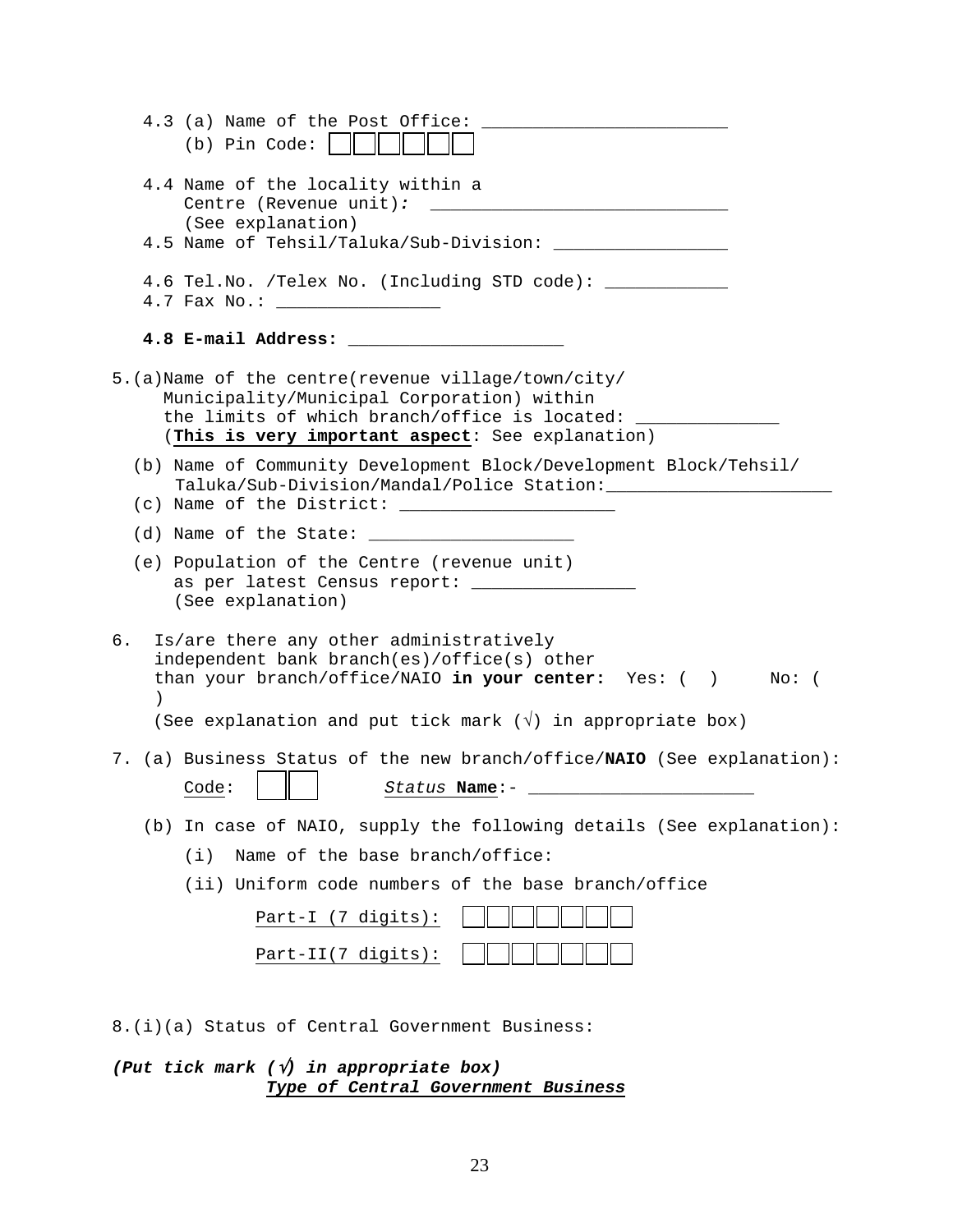4.3 (a) Name of the Post Office: ________________________

(b) Pin Code: | | | | | | |

4.4 Name of the locality within a Centre (Revenue unit)*:* _____________________________ (See explanation)

4.5 Name of Tehsil/Taluka/Sub-Division: _________________

4.6 Tel.No. /Telex No. (Including STD code): ____________

4.7 Fax No.: ________________

**4.8 E-mail Address:** _____________________

5.(a) Name of the centre(revenue village/town/city/ Municipality/Municipal Corporation) within the limits of which branch/office is located: ______________ (**<u>This is very important aspect</u>**: See explanation)

(b) Name of Community Development Block/Development Block/Tehsil/ Taluka/Sub-Division/Mandal/Police Station:______________________

(c) Name of the District: _____________________

(d) Name of the State: ____________________

(e) Population of the Centre (revenue unit) as per latest Census report: ________________ (See explanation)

6. Is/are there any other administratively independent bank branch(es)/office(s) other than your branch/office/NAIO **in your center:** Yes: ( ) No: ( )

(See explanation and put tick mark (√) in appropriate box)

7. (a) Business Status of the new branch/office/**NAIO** (See explanation):

<u>Code</u>: | | |  *Status* **Name**:- ______________________

(b) In case of NAIO, supply the following details (See explanation):

(i) Name of the base branch/office:

(ii) Uniform code numbers of the base branch/office

<u>Part-I (7 digits):</u> | | | | | | | |

<u>Part-II(7 digits):</u> | | | | | | | |

8.(i)(a) Status of Central Government Business:

***(Put tick mark (√) in appropriate box)***

***<u>Type of Central Government Business</u>***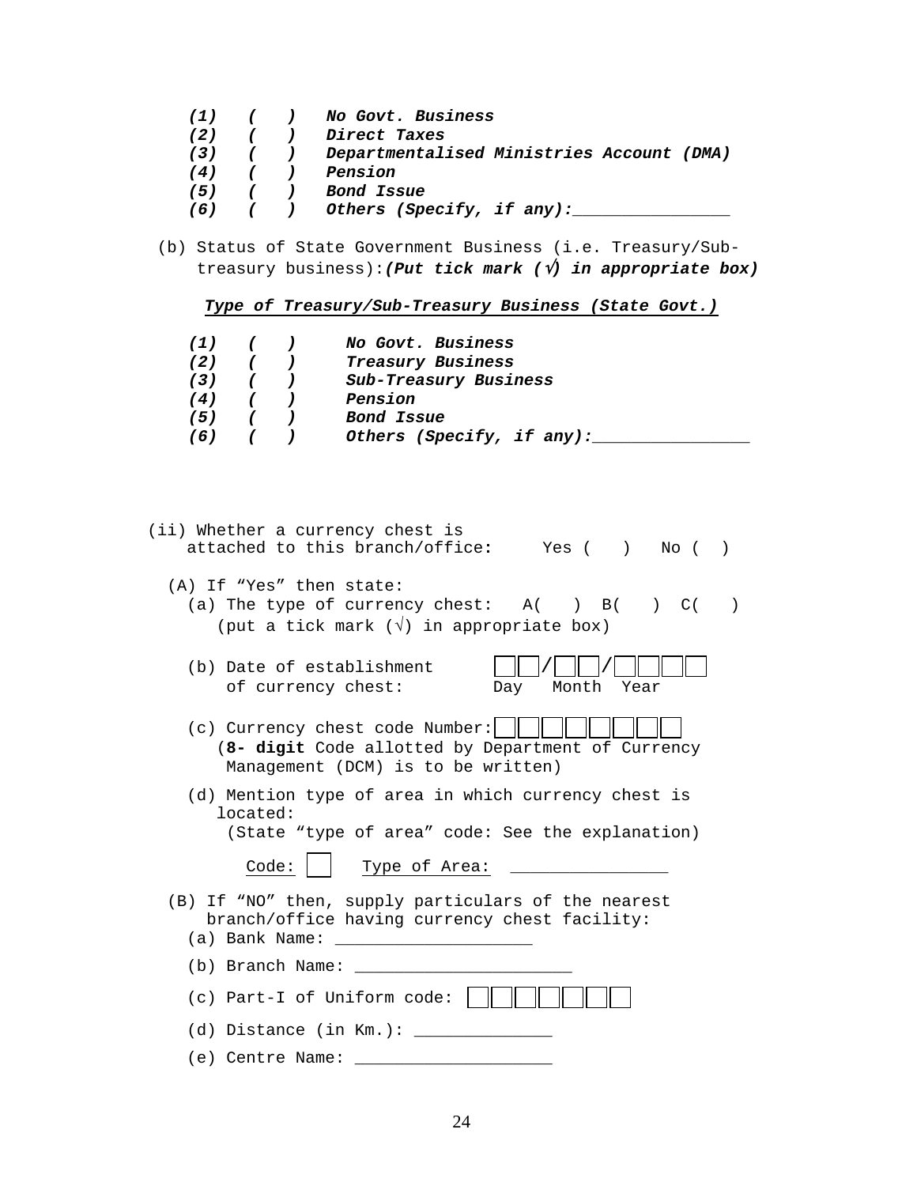*(1)   (   )   No Govt. Business*
*(2)   (   )   Direct Taxes*
*(3)   (   )   Departmentalised Ministries Account (DMA)*
*(4)   (   )   Pension*
*(5)   (   )   Bond Issue*
*(6)   (   )   Others (Specify, if any):________________*

(b) Status of State Government Business (i.e. Treasury/Sub-treasury business):***(Put tick mark (√) in appropriate box)***

***Type of Treasury/Sub-Treasury Business (State Govt.)***

*(1)   (   )   No Govt. Business*
*(2)   (   )   Treasury Business*
*(3)   (   )   Sub-Treasury Business*
*(4)   (   )   Pension*
*(5)   (   )   Bond Issue*
*(6)   (   )   Others (Specify, if any):________________*

(ii) Whether a currency chest is attached to this branch/office:   Yes (   )   No (   )

(A) If "Yes" then state:

(a) The type of currency chest:   A(   )  B(   )  C(   )
(put a tick mark (√) in appropriate box)

(b) Date of establishment of currency chest:   ☐☐/☐☐/☐☐☐☐
Day   Month   Year

(c) Currency chest code Number: ☐☐☐☐☐☐☐☐
(**8- digit** Code allotted by Department of Currency Management (DCM) is to be written)

(d) Mention type of area in which currency chest is located:
(State "type of area" code: See the explanation)

Code: ☐   Type of Area: ________________

(B) If "NO" then, supply particulars of the nearest branch/office having currency chest facility:

(a) Bank Name: ____________________

(b) Branch Name: ______________________

(c) Part-I of Uniform code: ☐☐☐☐☐☐☐

(d) Distance (in Km.): ______________

(e) Centre Name: ____________________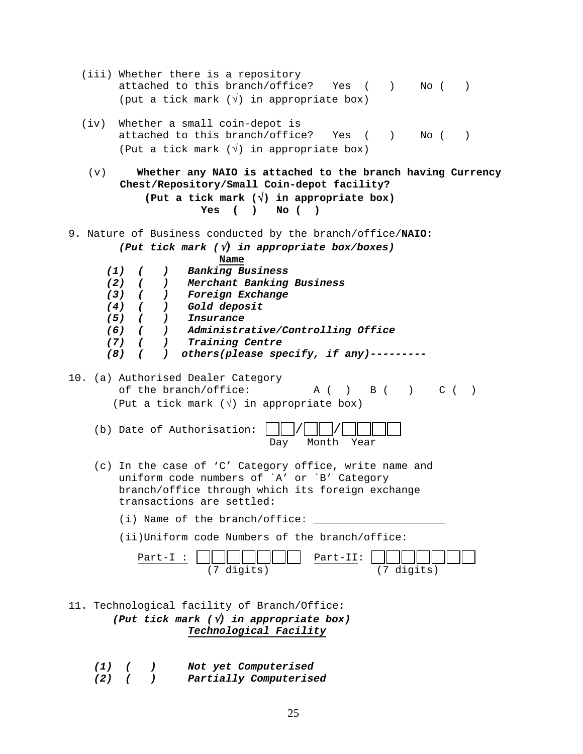(iii) Whether there is a repository attached to this branch/office? Yes ( ) No ( )
(put a tick mark (√) in appropriate box)

(iv) Whether a small coin-depot is attached to this branch/office? Yes ( ) No ( )
(Put a tick mark (√) in appropriate box)

(v) **Whether any NAIO is attached to the branch having Currency Chest/Repository/Small Coin-depot facility?**
**(Put a tick mark (√) in appropriate box)**
**Yes ( ) No ( )**

9. Nature of Business conducted by the branch/office/**NAIO**:
***(Put tick mark (√) in appropriate box/boxes)***

**Name**

***(1) ( ) Banking Business***
***(2) ( ) Merchant Banking Business***
***(3) ( ) Foreign Exchange***
***(4) ( ) Gold deposit***
***(5) ( ) Insurance***
***(6) ( ) Administrative/Controlling Office***
***(7) ( ) Training Centre***
***(8) ( ) others(please specify, if any)---------***

10. (a) Authorised Dealer Category of the branch/office: A ( ) B ( ) C ( )
(Put a tick mark (√) in appropriate box)

(b) Date of Authorisation: ☐☐/☐☐/☐☐☐☐
Day Month Year

(c) In the case of 'C' Category office, write name and uniform code numbers of `A' or `B' Category branch/office through which its foreign exchange transactions are settled:

(i) Name of the branch/office: ____________________

(ii)Uniform code Numbers of the branch/office:

Part-I : ☐☐☐☐☐☐☐ (7 digits) Part-II: ☐☐☐☐☐☐☐ (7 digits)

11. Technological facility of Branch/Office:
***(Put tick mark (√) in appropriate box)***
***Technological Facility***

***(1) ( ) Not yet Computerised***
***(2) ( ) Partially Computerised***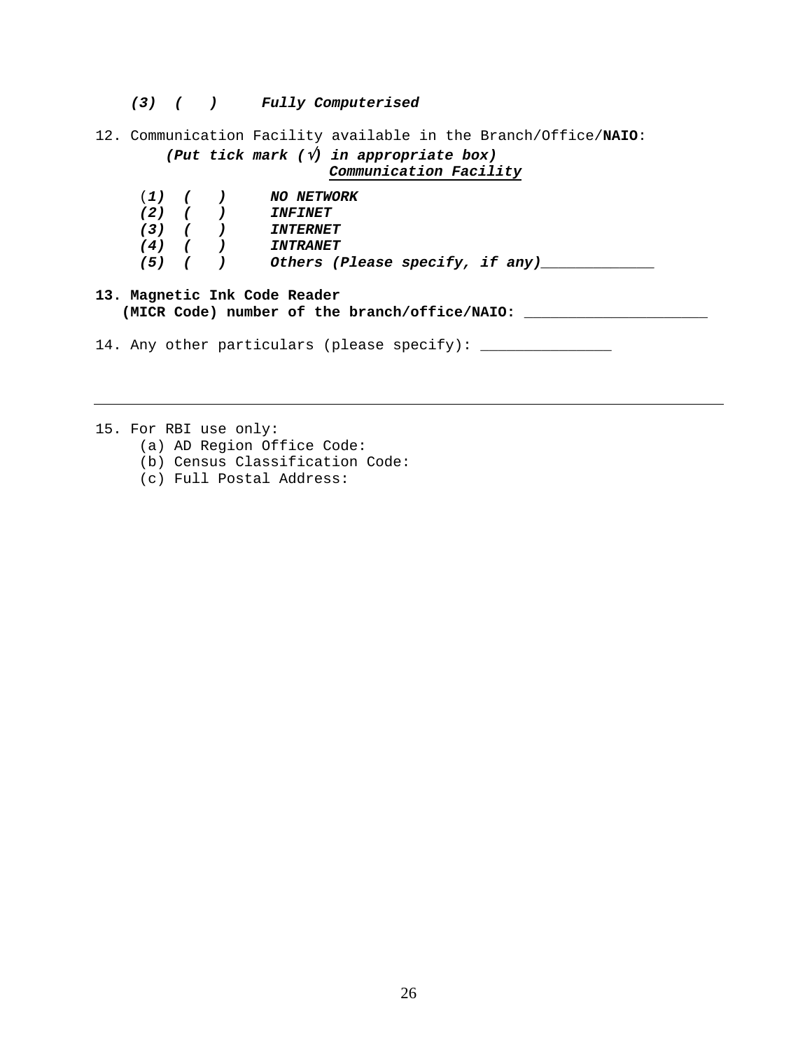***(3) ( ) Fully Computerised***

12. Communication Facility available in the Branch/Office/**NAIO**:

***(Put tick mark (√) in appropriate box)***

***<u>Communication Facility</u>***

(***1) ( ) NO NETWORK***
***(2) ( ) INFINET***
***(3) ( ) INTERNET***
***(4) ( ) INTRANET***
***(5) ( ) Others (Please specify, if any)_____________***

**13. Magnetic Ink Code Reader (MICR Code) number of the branch/office/NAIO: _____________________**

14. Any other particulars (please specify): _______________

---

15. For RBI use only:
    (a) AD Region Office Code:
    (b) Census Classification Code:
    (c) Full Postal Address: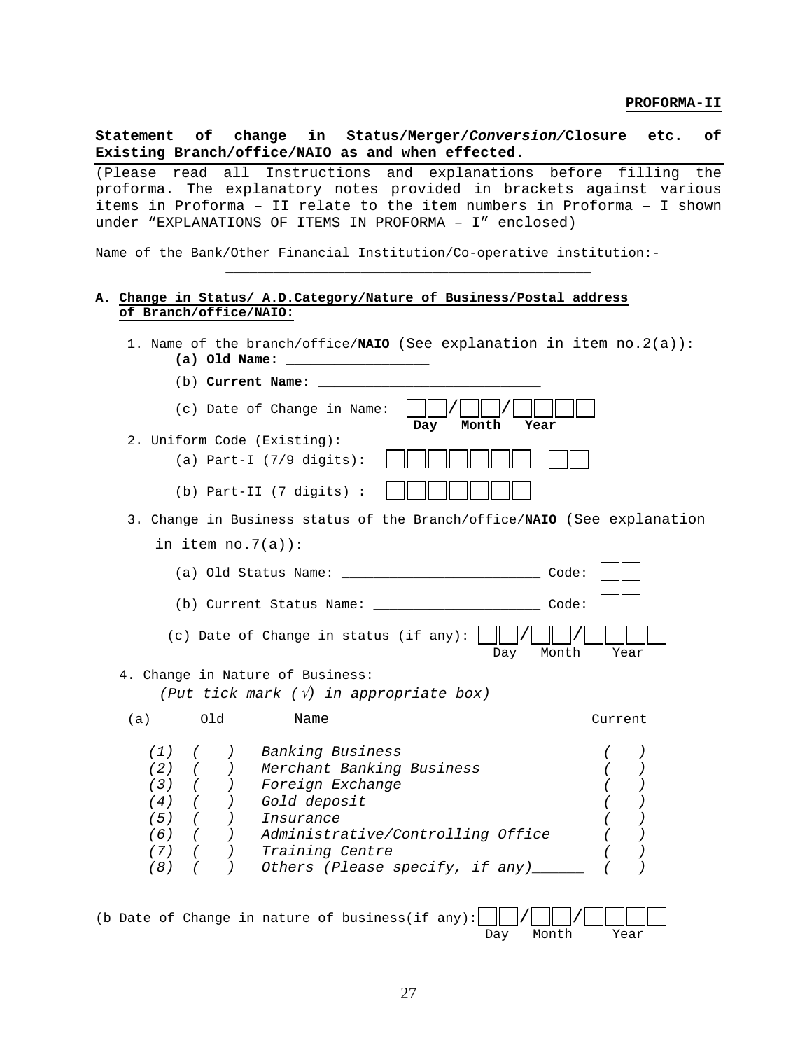**PROFORMA-II**

**Statement of change in Status/Merger/*Conversion/*Closure etc. of Existing Branch/office/NAIO as and when effected.**

(Please read all Instructions and explanations before filling the proforma. The explanatory notes provided in brackets against various items in Proforma – II relate to the item numbers in Proforma – I shown under "EXPLANATIONS OF ITEMS IN PROFORMA – I" enclosed)

Name of the Bank/Other Financial Institution/Co-operative institution:- ______________________________________________

**A. Change in Status/ A.D.Category/Nature of Business/Postal address of Branch/office/NAIO:**

1. Name of the branch/office/**NAIO** (See explanation in item no.2(a)):
   - **(a) Old Name:** _________________
   - (b) **Current Name:** ___________________________
   - (c) Date of Change in Name: ☐☐/☐☐/☐☐☐☐ (Day Month Year)
2. Uniform Code (Existing):
   - (a) Part-I (7/9 digits): ☐☐☐☐☐☐☐ ☐☐
   - (b) Part-II (7 digits) : ☐☐☐☐☐☐☐
3. Change in Business status of the Branch/office/**NAIO** (See explanation in item no.7(a)):
   - (a) Old Status Name: ________________________ Code: ☐☐
   - (b) Current Status Name: ____________________ Code: ☐☐
   - (c) Date of Change in status (if any): ☐☐/☐☐☐/☐☐☐☐ (Day Month Year)
4. Change in Nature of Business:
   *(Put tick mark (√) in appropriate box)*

| (a) | Old | Name | Current |
|---|---|---|---|
| *(1)* | *( )* | *Banking Business* | *( )* |
| *(2)* | *( )* | *Merchant Banking Business* | *( )* |
| *(3)* | *( )* | *Foreign Exchange* | *( )* |
| *(4)* | *( )* | *Gold deposit* | *( )* |
| *(5)* | *( )* | *Insurance* | *( )* |
| *(6)* | *( )* | *Administrative/Controlling Office* | *( )* |
| *(7)* | *( )* | *Training Centre* | *( )* |
| *(8)* | *( )* | *Others (Please specify, if any)______* | *( )* |

(b Date of Change in nature of business(if any): ☐☐/☐☐☐/☐☐☐☐ (Day Month Year)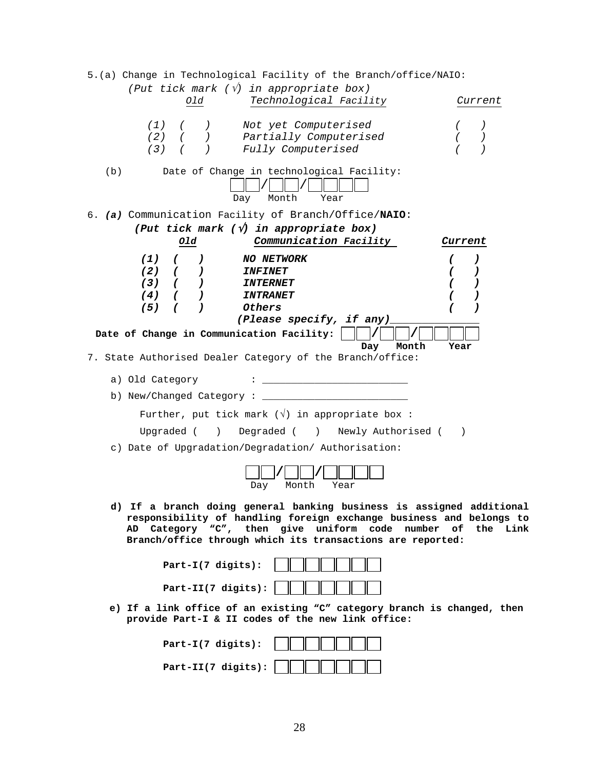5.(a) Change in Technological Facility of the Branch/office/NAIO:

*(Put tick mark (√) in appropriate box)*

| *Old* | *Technological Facility* | *Current* |
|---|---|---|
| *(1) (   )* | *Not yet Computerised* | *(   )* |
| *(2) (   )* | *Partially Computerised* | *(   )* |
| *(3) (   )* | *Fully Computerised* | *(   )* |

(b) Date of Change in technological Facility:

☐☐/☐☐/☐☐☐☐
Day Month Year

6. ***(a)*** Communication Facility of Branch/Office/**NAIO**:

***(Put tick mark (√) in appropriate box)***

| ***Old*** | ***Communication Facility*** | ***Current*** |
|---|---|---|
| ***(1) (   )*** | ***NO NETWORK*** | ***(   )*** |
| ***(2) (   )*** | ***INFINET*** | ***(   )*** |
| ***(3) (   )*** | ***INTERNET*** | ***(   )*** |
| ***(4) (   )*** | ***INTRANET*** | ***(   )*** |
| ***(5) (   )*** | ***Others*** | ***(   )*** |

***(Please specify, if any)______________***

**Date of Change in Communication Facility:** ☐☐/☐☐/☐☐☐☐
**Day Month Year**

7. State Authorised Dealer Category of the Branch/office:

a) Old Category : ________________________

b) New/Changed Category : ________________________

Further, put tick mark (√) in appropriate box :

Upgraded (   ) Degraded (   ) Newly Authorised (   )

c) Date of Upgradation/Degradation/ Authorisation:

☐☐/☐☐/☐☐☐☐
Day Month Year

**d) If a branch doing general banking business is assigned additional responsibility of handling foreign exchange business and belongs to AD Category "C", then give uniform code number of the Link Branch/office through which its transactions are reported:**

**Part-I(7 digits):** ☐☐☐☐☐☐☐

**Part-II(7 digits):** ☐☐☐☐☐☐☐

**e) If a link office of an existing "C" category branch is changed, then provide Part-I & II codes of the new link office:**

**Part-I(7 digits):** ☐☐☐☐☐☐☐

**Part-II(7 digits):** ☐☐☐☐☐☐☐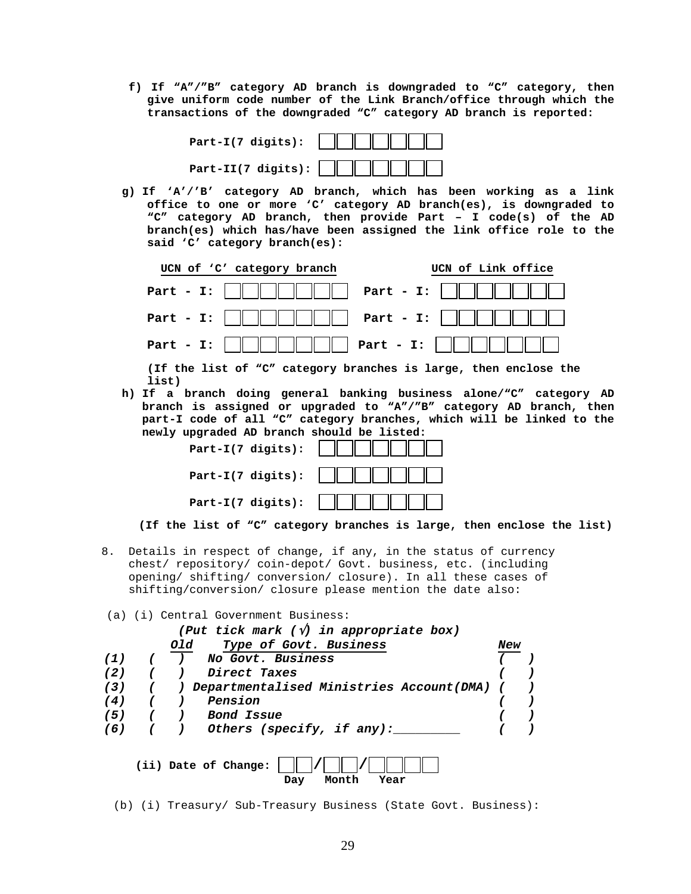**f) If "A"/"B" category AD branch is downgraded to "C" category, then give uniform code number of the Link Branch/office through which the transactions of the downgraded "C" category AD branch is reported:**

**Part-I(7 digits):** | | | | | | | |

**Part-II(7 digits):** | | | | | | | |

**g) If 'A'/'B' category AD branch, which has been working as a link office to one or more 'C' category AD branch(es), is downgraded to "C" category AD branch, then provide Part – I code(s) of the AD branch(es) which has/have been assigned the link office role to the said 'C' category branch(es):**

| UCN of 'C' category branch | UCN of Link office |
|---|---|
| **Part - I:** | **Part - I:** |
| **Part - I:** | **Part - I:** |
| **Part - I:** | **Part - I:** |

**(If the list of "C" category branches is large, then enclose the list)**

**h) If a branch doing general banking business alone/"C" category AD branch is assigned or upgraded to "A"/"B" category AD branch, then part-I code of all "C" category branches, which will be linked to the newly upgraded AD branch should be listed:**

**Part-I(7 digits):** | | | | | | | |

**Part-I(7 digits):** | | | | | | | |

**Part-I(7 digits):** | | | | | | | |

**(If the list of "C" category branches is large, then enclose the list)**

8. Details in respect of change, if any, in the status of currency chest/ repository/ coin-depot/ Govt. business, etc. (including opening/ shifting/ conversion/ closure). In all these cases of shifting/conversion/ closure please mention the date also:

(a) (i) Central Government Business:

***(Put tick mark (√) in appropriate box)***

| | *Old* | *Type of Govt. Business* | *New* |
|---|---|---|---|
| *(1)* | *( )* | *No Govt. Business* | *( )* |
| *(2)* | *( )* | *Direct Taxes* | *( )* |
| *(3)* | *( )* | *Departmentalised Ministries Account(DMA)* | *( )* |
| *(4)* | *( )* | *Pension* | *( )* |
| *(5)* | *( )* | *Bond Issue* | *( )* |
| *(6)* | *( )* | *Others (specify, if any):_________* | *( )* |

**(ii) Date of Change:** | | | / | | | / | | | | |
Day Month Year

(b) (i) Treasury/ Sub-Treasury Business (State Govt. Business):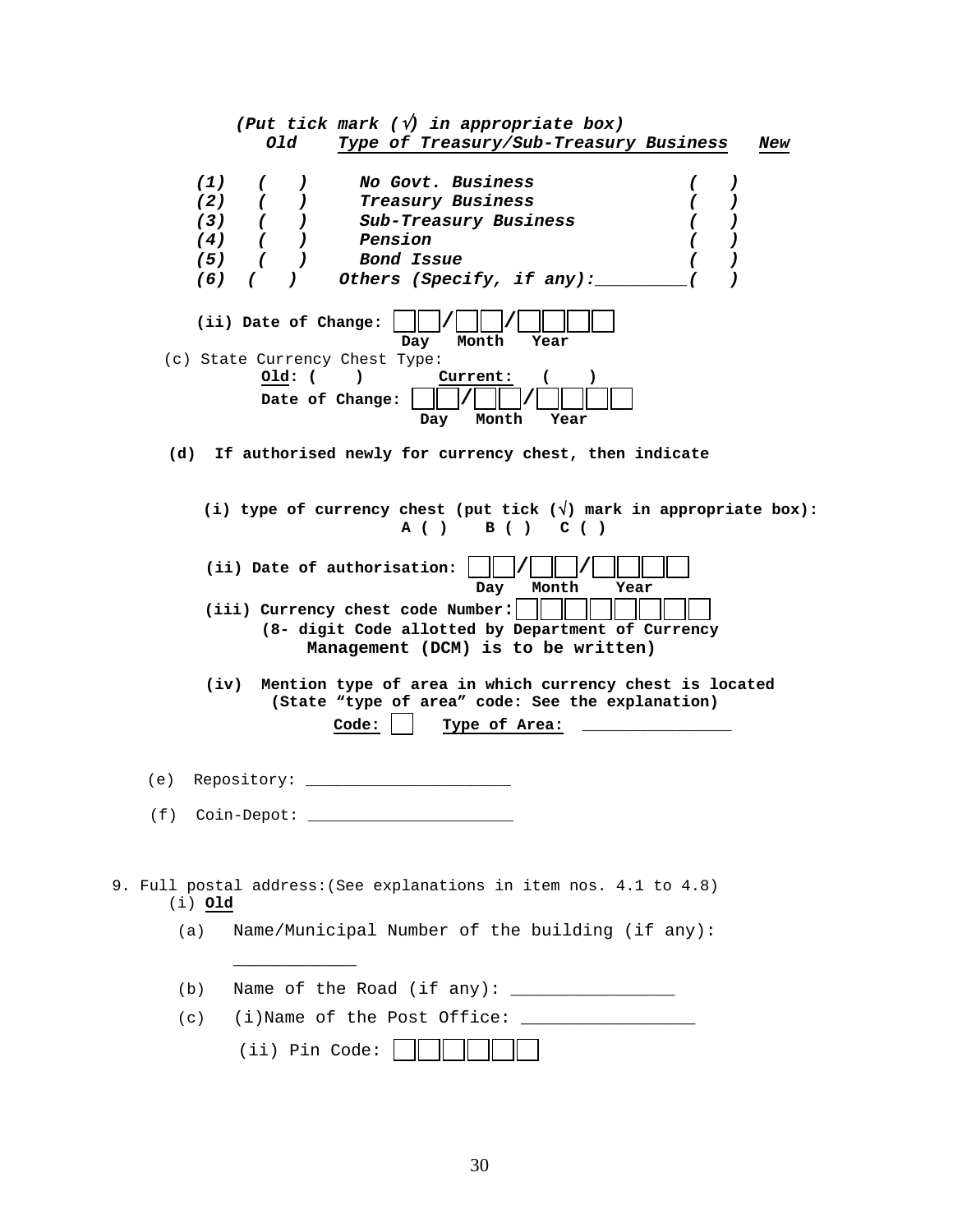*(Put tick mark (√) in appropriate box)*

| *Old* | *Type of Treasury/Sub-Treasury Business* | *New* |
|---|---|---|
| *(1) ( )* | *No Govt. Business* | *( )* |
| *(2) ( )* | *Treasury Business* | *( )* |
| *(3) ( )* | *Sub-Treasury Business* | *( )* |
| *(4) ( )* | *Pension* | *( )* |
| *(5) ( )* | *Bond Issue* | *( )* |
| *(6) ( )* | *Others (Specify, if any):_________* | *( )* |

**(ii) Date of Change:** ☐☐/☐☐/☐☐☐☐
Day Month Year

(c) State Currency Chest Type:

**Old: ( )** **Current: ( )**

**Date of Change:** ☐☐/☐☐/☐☐☐☐
Day Month Year

**(d) If authorised newly for currency chest, then indicate**

**(i) type of currency chest (put tick (√) mark in appropriate box):**
**A ( ) B ( ) C ( )**

**(ii) Date of authorisation:** ☐☐/☐☐/☐☐☐☐
Day Month Year

**(iii) Currency chest code Number:** ☐☐☐☐☐☐☐☐
**(8- digit Code allotted by Department of Currency Management (DCM) is to be written)**

**(iv) Mention type of area in which currency chest is located (State "type of area" code: See the explanation)**

**Code:** ☐ **Type of Area:** ________________

(e) Repository: ______________________

(f) Coin-Depot: ______________________

9. Full postal address:(See explanations in item nos. 4.1 to 4.8)

(i) **Old**

(a) Name/Municipal Number of the building (if any): ____________

(b) Name of the Road (if any): ________________

(c) (i)Name of the Post Office: _________________

(ii) Pin Code: ☐☐☐☐☐☐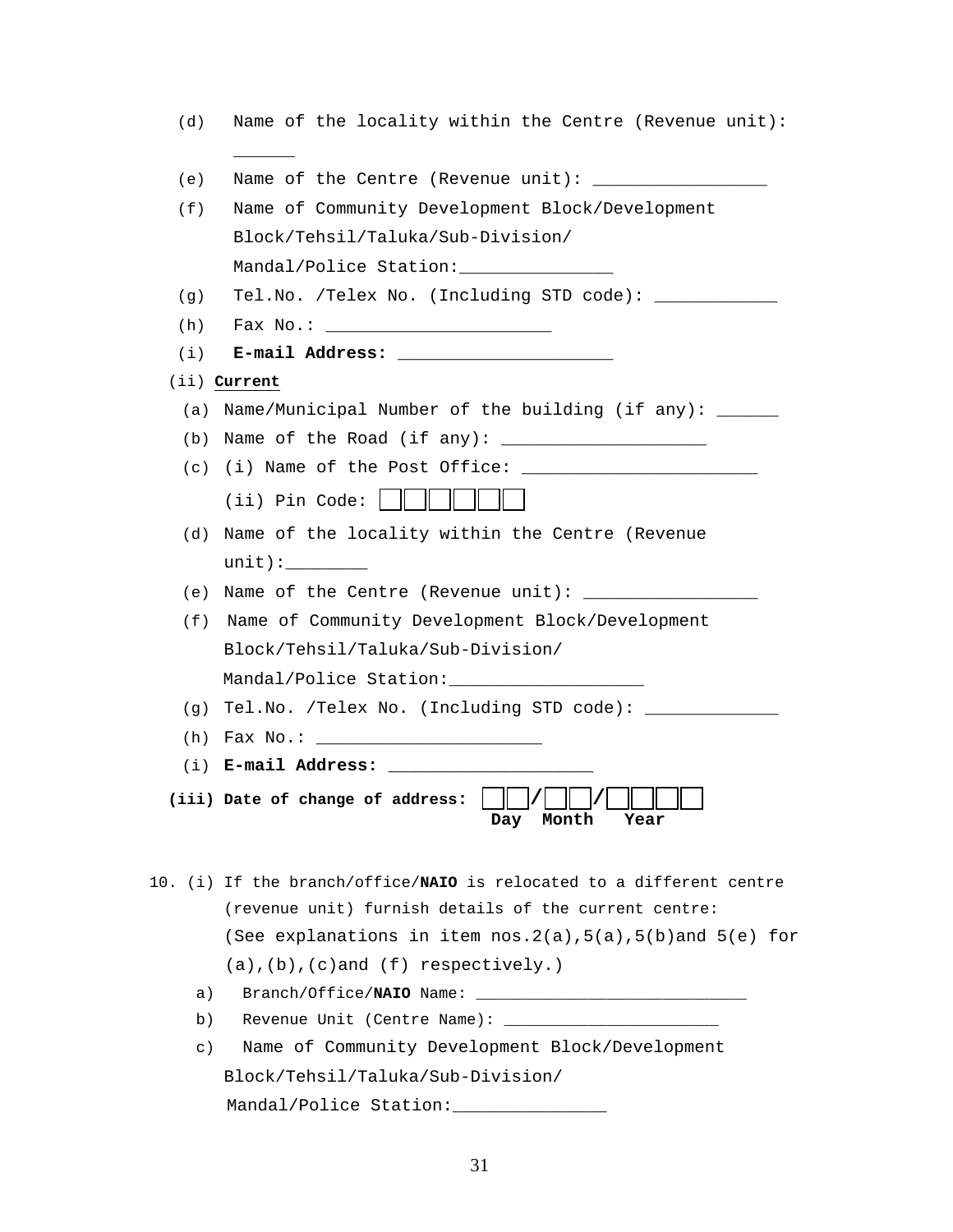(d) Name of the locality within the Centre (Revenue unit): ______

(e) Name of the Centre (Revenue unit): _________________

(f) Name of Community Development Block/Development Block/Tehsil/Taluka/Sub-Division/ Mandal/Police Station:_______________

(g) Tel.No. /Telex No. (Including STD code): ____________

(h) Fax No.: ______________________

(i) **E-mail Address:** _____________________

(ii) **Current**

(a) Name/Municipal Number of the building (if any): ______

(b) Name of the Road (if any): ____________________

(c) (i) Name of the Post Office: _______________________

(ii) Pin Code: ☐☐☐☐☐☐

(d) Name of the locality within the Centre (Revenue unit):________

(e) Name of the Centre (Revenue unit): _________________

(f) Name of Community Development Block/Development Block/Tehsil/Taluka/Sub-Division/ Mandal/Police Station:___________________

(g) Tel.No. /Telex No. (Including STD code): _____________

(h) Fax No.: ______________________

(i) **E-mail Address:** ____________________

**(iii) Date of change of address:** ☐☐/☐☐/☐☐☐☐
**Day Month Year**

10. (i) If the branch/office/**NAIO** is relocated to a different centre (revenue unit) furnish details of the current centre: (See explanations in item nos.2(a),5(a),5(b)and 5(e) for (a),(b),(c)and (f) respectively.)

a) Branch/Office/**NAIO** Name: ____________________________

b) Revenue Unit (Centre Name): _______________________

c) Name of Community Development Block/Development Block/Tehsil/Taluka/Sub-Division/ Mandal/Police Station:_______________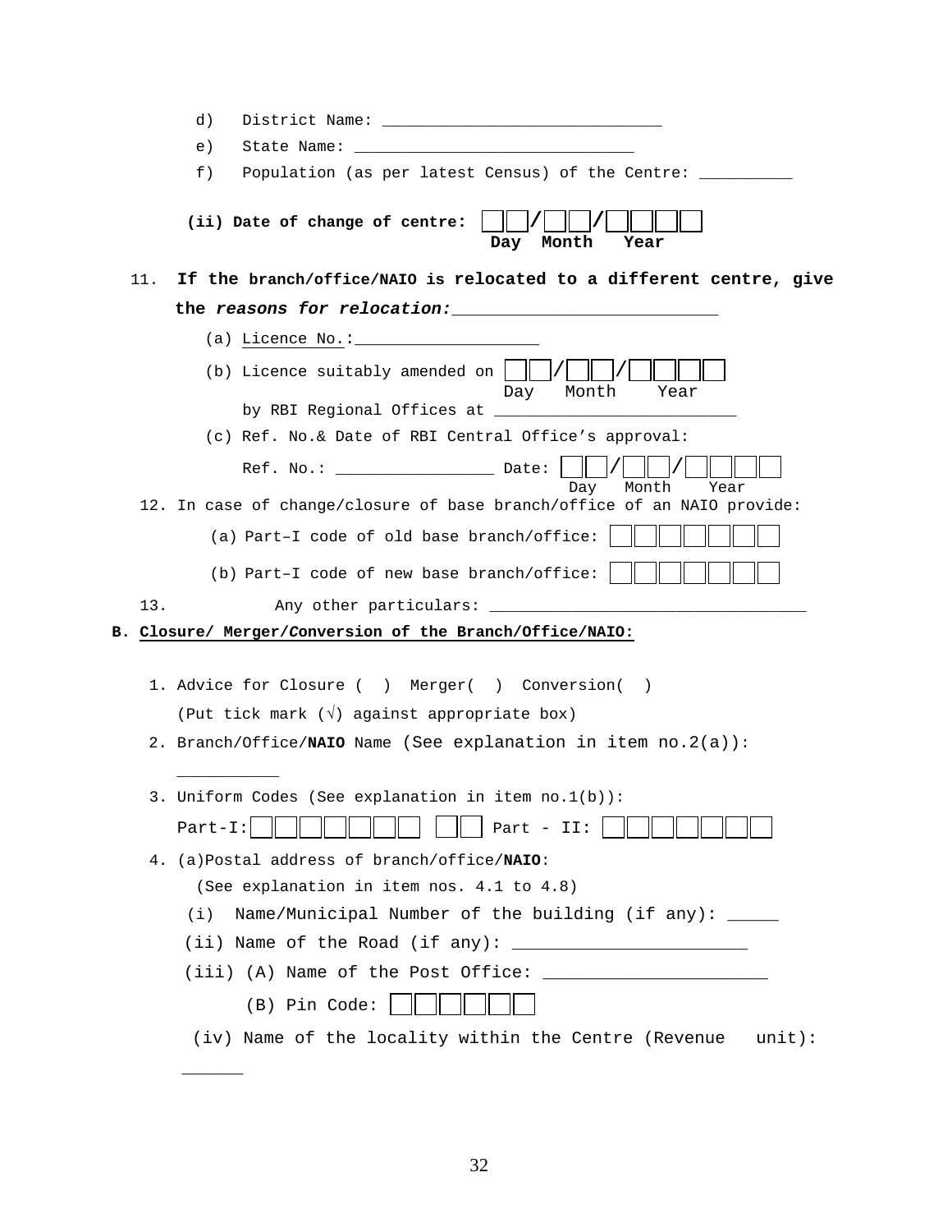d) District Name: ______________________________

e) State Name: ______________________________

f) Population (as per latest Census) of the Centre: __________

**(ii) Date of change of centre:** ☐☐/☐☐/☐☐☐☐
**Day Month Year**

11. **If the branch/office/NAIO is relocated to a different centre, give the *reasons for relocation:*___________________________**

    (a) Licence No.:___________________

    (b) Licence suitably amended on ☐☐/☐☐/☐☐☐☐
    Day Month Year
    by RBI Regional Offices at _________________________

    (c) Ref. No.& Date of RBI Central Office's approval:

    Ref. No.: _________________ Date: ☐☐/☐☐/☐☐☐☐
    Day Month Year

12. In case of change/closure of base branch/office of an NAIO provide:

    (a) Part–I code of old base branch/office: ☐☐☐☐☐☐☐

    (b) Part–I code of new base branch/office: ☐☐☐☐☐☐☐

13. Any other particulars: __________________________________

**B. Closure/ Merger/Conversion of the Branch/Office/NAIO:**

1. Advice for Closure ( ) Merger( ) Conversion( )
   (Put tick mark (√) against appropriate box)
2. Branch/Office/**NAIO** Name (See explanation in item no.2(a)):
   ___________
3. Uniform Codes (See explanation in item no.1(b)):
   Part-I: ☐☐☐☐☐☐☐ ☐☐ Part - II: ☐☐☐☐☐☐☐
4. (a)Postal address of branch/office/**NAIO**:
   (See explanation in item nos. 4.1 to 4.8)
   (i) Name/Municipal Number of the building (if any): _____
   (ii) Name of the Road (if any): ________________________
   (iii) (A) Name of the Post Office: _______________________
   (B) Pin Code: ☐☐☐☐☐☐
   (iv) Name of the locality within the Centre (Revenue unit):
   ______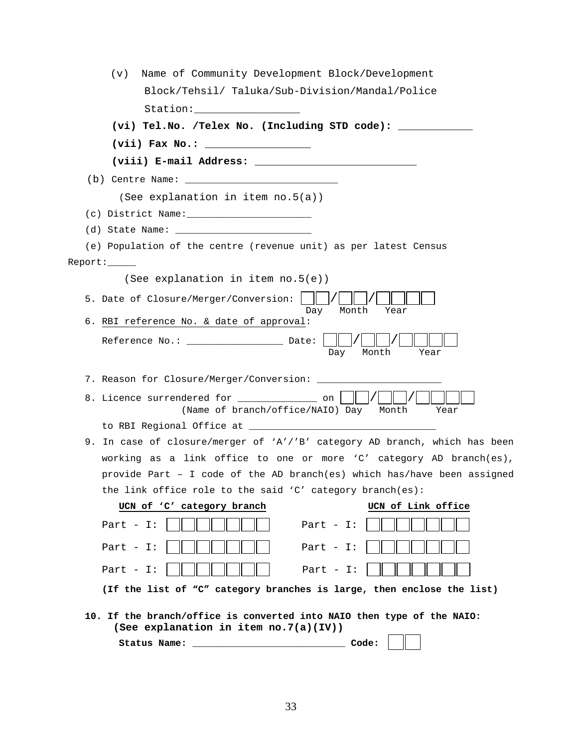(v) Name of Community Development Block/Development Block/Tehsil/ Taluka/Sub-Division/Mandal/Police Station:_________________

**(vi) Tel.No. /Telex No. (Including STD code): ____________**

**(vii) Fax No.: _________________**

**(viii) E-mail Address: ___________________________**

(b) Centre Name: ___________________________

(See explanation in item no.5(a))

(c) District Name:______________________

(d) State Name: ________________________

(e) Population of the centre (revenue unit) as per latest Census Report:_____

(See explanation in item no.5(e))

5. Date of Closure/Merger/Conversion: ☐☐/☐☐/☐☐☐☐
Day Month Year

6. RBI reference No. & date of approval:

Reference No.: _________________ Date: ☐☐/☐☐/☐☐☐☐
Day Month Year

7. Reason for Closure/Merger/Conversion: ______________________

8. Licence surrendered for ______________ on ☐☐/☐☐/☐☐☐☐
(Name of branch/office/NAIO) Day Month Year
to RBI Regional Office at _________________________________

9. In case of closure/merger of ‘A’/’B’ category AD branch, which has been working as a link office to one or more ‘C’ category AD branch(es), provide Part – I code of the AD branch(es) which has/have been assigned the link office role to the said ‘C’ category branch(es):

| **UCN of ‘C’ category branch** | **UCN of Link office** |
|---|---|
| Part - I: ☐☐☐☐☐☐☐ | Part - I: ☐☐☐☐☐☐☐ |
| Part - I: ☐☐☐☐☐☐☐ | Part - I: ☐☐☐☐☐☐☐ |
| Part - I: ☐☐☐☐☐☐☐ | Part - I: ☐☐☐☐☐☐☐ |

**(If the list of “C” category branches is large, then enclose the list)**

**10. If the branch/office is converted into NAIO then type of the NAIO: (See explanation in item no.7(a)(IV))**

**Status Name: ___________________________ Code:** ☐☐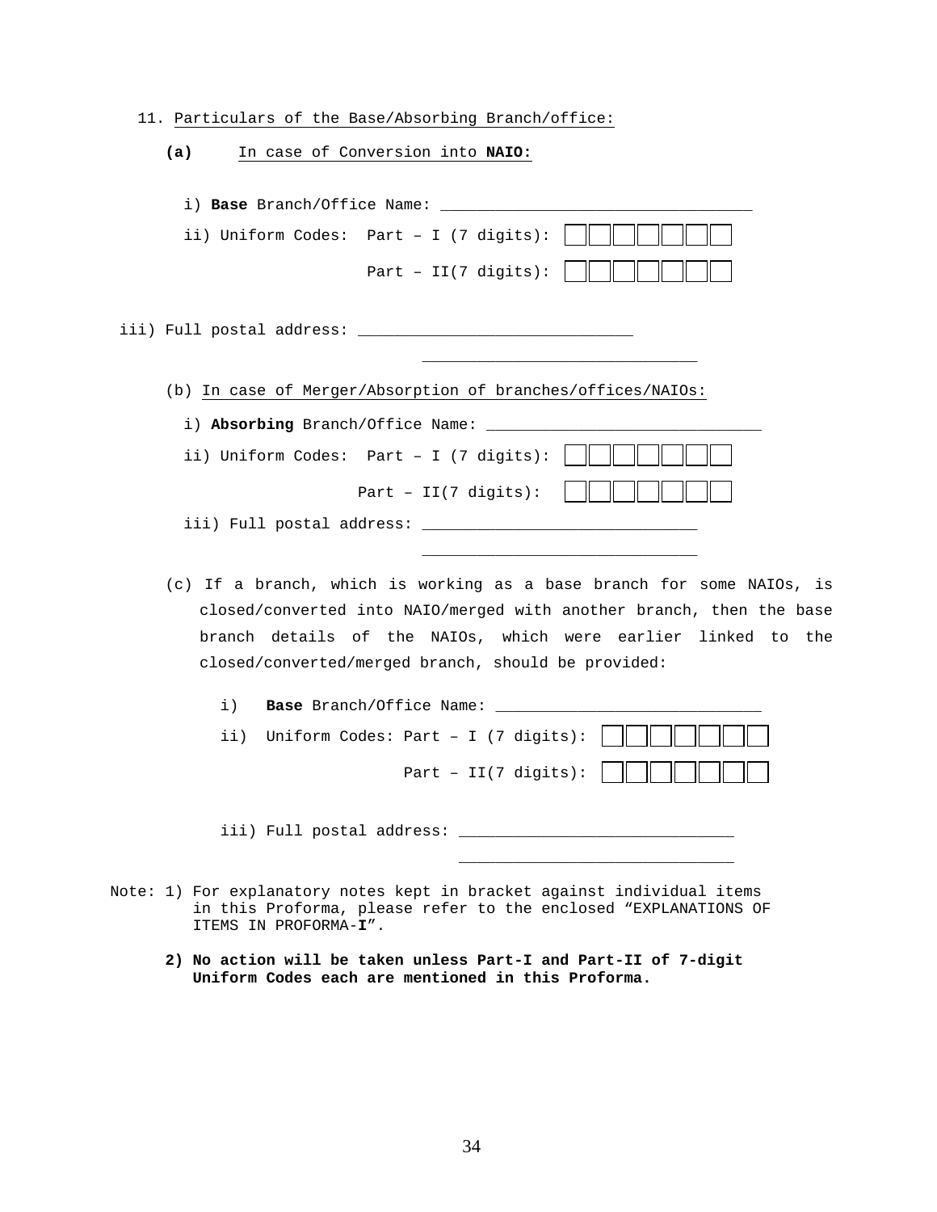11. Particulars of the Base/Absorbing Branch/office:

**(a)** In case of Conversion into **NAIO:**

i) **Base** Branch/Office Name: ________________________________

ii) Uniform Codes: Part – I (7 digits): | | | | | | | |

Part – II(7 digits): | | | | | | | |

iii) Full postal address: ______________________________

______________________________

(b) In case of Merger/Absorption of branches/offices/NAIOs:

i) **Absorbing** Branch/Office Name: ______________________________

ii) Uniform Codes: Part – I (7 digits): | | | | | | | |

Part – II(7 digits): | | | | | | | |

iii) Full postal address: ______________________________

______________________________

(c) If a branch, which is working as a base branch for some NAIOs, is closed/converted into NAIO/merged with another branch, then the base branch details of the NAIOs, which were earlier linked to the closed/converted/merged branch, should be provided:

i) **Base** Branch/Office Name: ____________________________

ii) Uniform Codes: Part – I (7 digits): | | | | | | | |

Part – II(7 digits): | | | | | | | |

iii) Full postal address: ______________________________

______________________________

Note: 1) For explanatory notes kept in bracket against individual items in this Proforma, please refer to the enclosed "EXPLANATIONS OF ITEMS IN PROFORMA-**I**".

**2) No action will be taken unless Part-I and Part-II of 7-digit Uniform Codes each are mentioned in this Proforma.**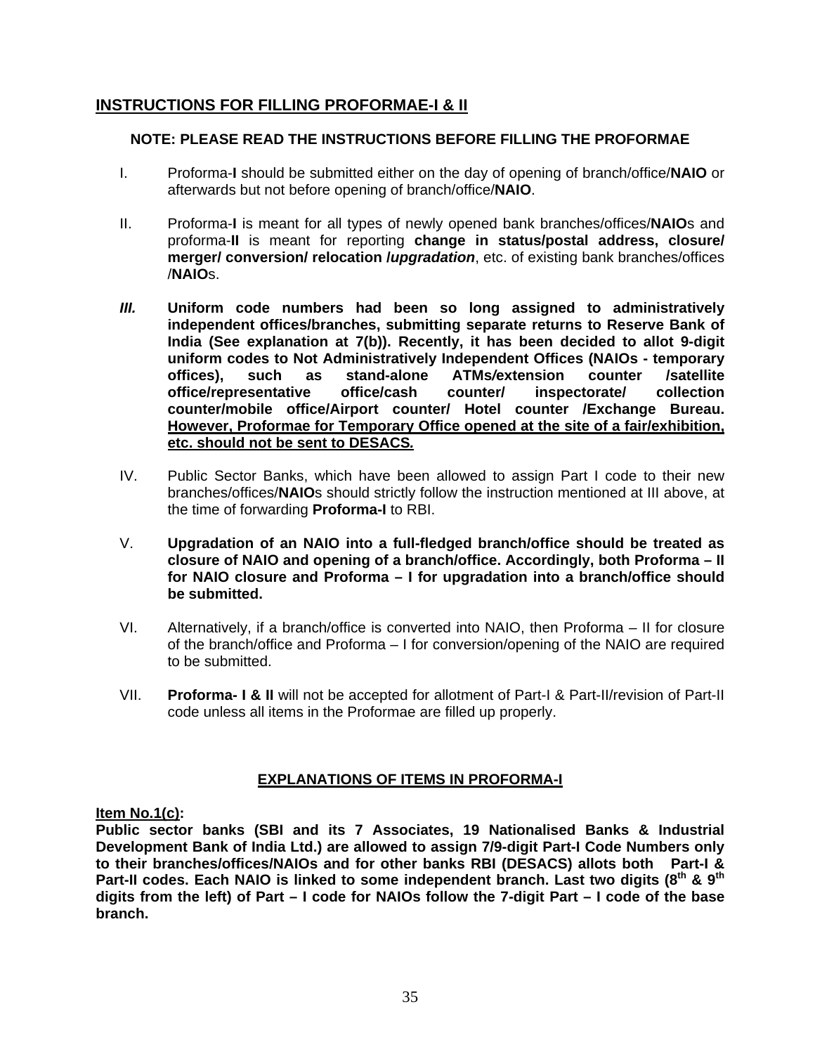## <u>INSTRUCTIONS FOR FILLING PROFORMAE-I & II</u>

**NOTE: PLEASE READ THE INSTRUCTIONS BEFORE FILLING THE PROFORMAE**

I. Proforma-**I** should be submitted either on the day of opening of branch/office/**NAIO** or afterwards but not before opening of branch/office/**NAIO**.

II. Proforma-**I** is meant for all types of newly opened bank branches/offices/**NAIO**s and proforma-**II** is meant for reporting **change in status/postal address, closure/ merger/ conversion/ relocation /*upgradation***, etc. of existing bank branches/offices /**NAIO**s.

***III.*** **Uniform code numbers had been so long assigned to administratively independent offices/branches, submitting separate returns to Reserve Bank of India (See explanation at 7(b)). Recently, it has been decided to allot 9-digit uniform codes to Not Administratively Independent Offices (NAIOs - temporary offices), such as stand-alone ATMs/extension counter /satellite office/representative office/cash counter/ inspectorate/ collection counter/mobile office/Airport counter/ Hotel counter /Exchange Bureau. <u>However, Proformae for Temporary Office opened at the site of a fair/exhibition, etc. should not be sent to DESACS.</u>**

IV. Public Sector Banks, which have been allowed to assign Part I code to their new branches/offices/**NAIO**s should strictly follow the instruction mentioned at III above, at the time of forwarding **Proforma-I** to RBI.

V. **Upgradation of an NAIO into a full-fledged branch/office should be treated as closure of NAIO and opening of a branch/office. Accordingly, both Proforma – II for NAIO closure and Proforma – I for upgradation into a branch/office should be submitted.**

VI. Alternatively, if a branch/office is converted into NAIO, then Proforma – II for closure of the branch/office and Proforma – I for conversion/opening of the NAIO are required to be submitted.

VII. **Proforma- I & II** will not be accepted for allotment of Part-I & Part-II/revision of Part-II code unless all items in the Proformae are filled up properly.

### <u>EXPLANATIONS OF ITEMS IN PROFORMA-I</u>

**<u>Item No.1(c)</u>:**
**Public sector banks (SBI and its 7 Associates, 19 Nationalised Banks & Industrial Development Bank of India Ltd.) are allowed to assign 7/9-digit Part-I Code Numbers only to their branches/offices/NAIOs and for other banks RBI (DESACS) allots both Part-I & Part-II codes. Each NAIO is linked to some independent branch. Last two digits (8th & 9th digits from the left) of Part – I code for NAIOs follow the 7-digit Part – I code of the base branch.**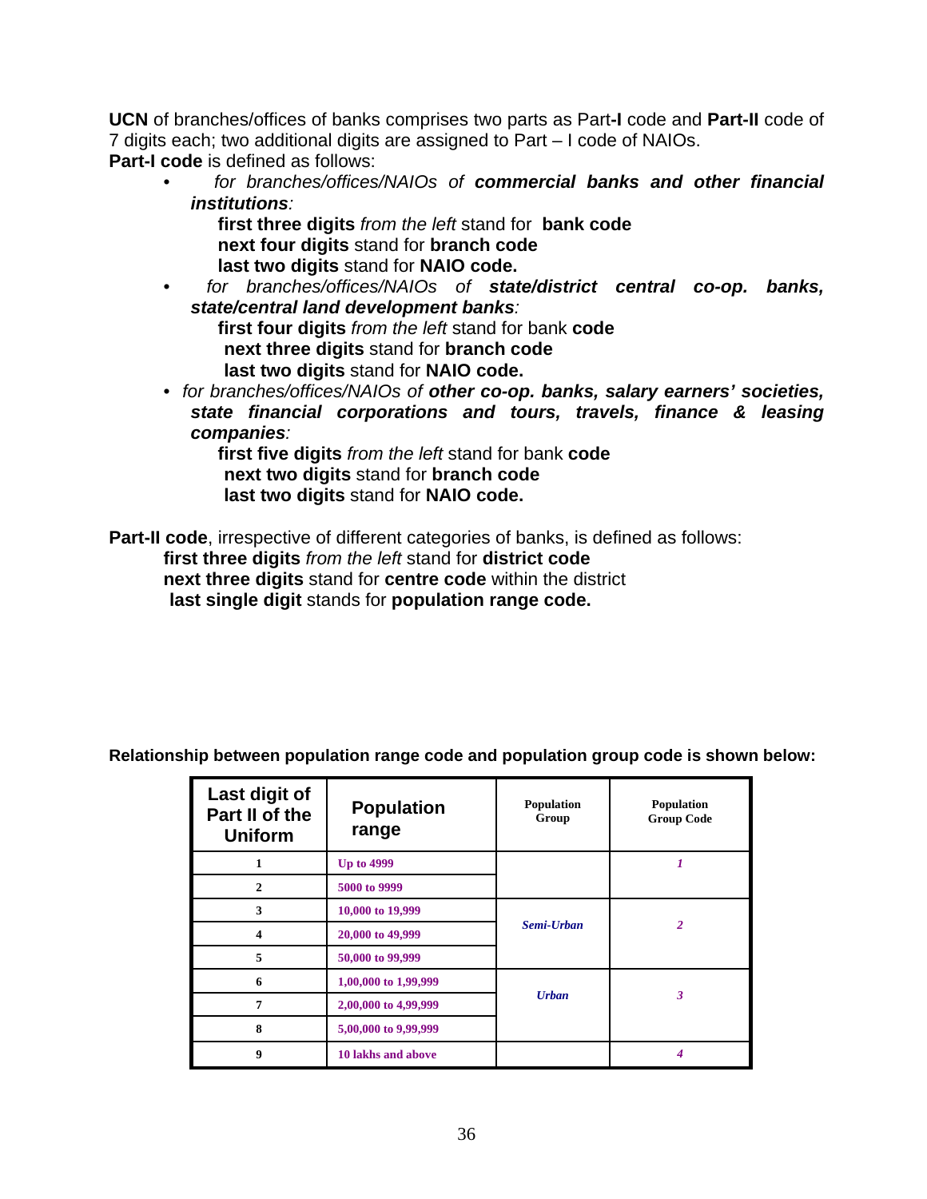**UCN** of branches/offices of banks comprises two parts as Part**-I** code and **Part-II** code of 7 digits each; two additional digits are assigned to Part – I code of NAIOs.

**Part-I code** is defined as follows:

- *for branches/offices/NAIOs of* ***commercial banks and other financial institutions****:*
  - **first three digits** *from the left* stand for **bank code**
  - **next four digits** stand for **branch code**
  - **last two digits** stand for **NAIO code.**
- *for branches/offices/NAIOs of* ***state/district central co-op. banks, state/central land development banks****:*
  - **first four digits** *from the left* stand for bank **code**
  - **next three digits** stand for **branch code**
  - **last two digits** stand for **NAIO code.**
- *for branches/offices/NAIOs of* ***other co-op. banks, salary earners' societies, state financial corporations and tours, travels, finance & leasing companies****:*
  - **first five digits** *from the left* stand for bank **code**
  - **next two digits** stand for **branch code**
  - **last two digits** stand for **NAIO code.**

**Part-II code**, irrespective of different categories of banks, is defined as follows:

- **first three digits** *from the left* stand for **district code**
- **next three digits** stand for **centre code** within the district
- **last single digit** stands for **population range code.**

**Relationship between population range code and population group code is shown below:**

| Last digit of Part II of the Uniform | Population range | Population Group | Population Group Code |
|---|---|---|---|
| 1 | Up to 4999 | | *1* |
| 2 | 5000 to 9999 | | |
| 3 | 10,000 to 19,999 | *Semi-Urban* | *2* |
| 4 | 20,000 to 49,999 | | |
| 5 | 50,000 to 99,999 | | |
| 6 | 1,00,000 to 1,99,999 | *Urban* | *3* |
| 7 | 2,00,000 to 4,99,999 | | |
| 8 | 5,00,000 to 9,99,999 | | |
| 9 | 10 lakhs and above | | *4* |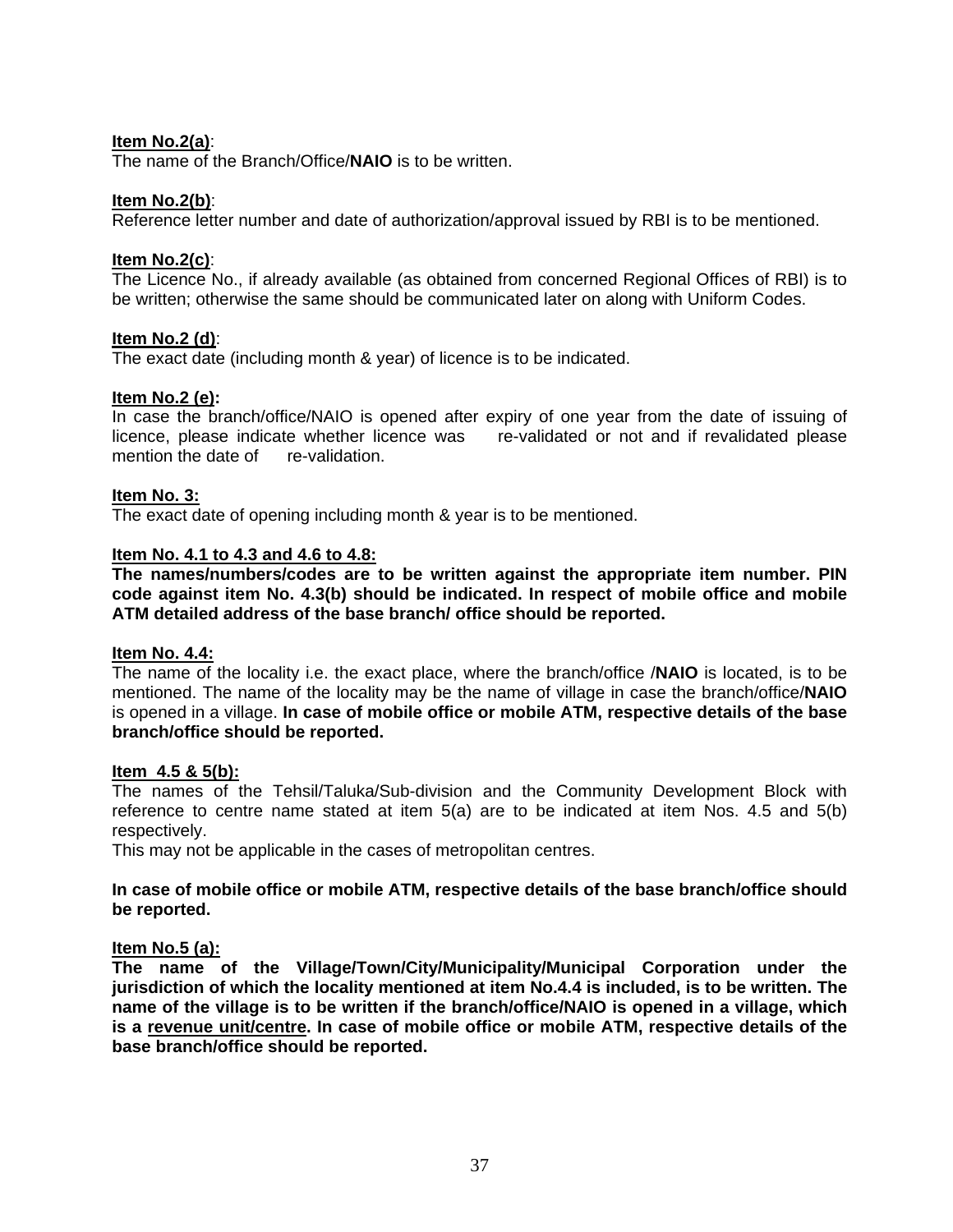**Item No.2(a)**:
The name of the Branch/Office/**NAIO** is to be written.

**Item No.2(b)**:
Reference letter number and date of authorization/approval issued by RBI is to be mentioned.

**Item No.2(c)**:
The Licence No., if already available (as obtained from concerned Regional Offices of RBI) is to be written; otherwise the same should be communicated later on along with Uniform Codes.

**Item No.2 (d)**:
The exact date (including month & year) of licence is to be indicated.

**Item No.2 (e):**
In case the branch/office/NAIO is opened after expiry of one year from the date of issuing of licence, please indicate whether licence was re-validated or not and if revalidated please mention the date of re-validation.

**Item No. 3:**
The exact date of opening including month & year is to be mentioned.

**Item No. 4.1 to 4.3 and 4.6 to 4.8:**
**The names/numbers/codes are to be written against the appropriate item number. PIN code against item No. 4.3(b) should be indicated. In respect of mobile office and mobile ATM detailed address of the base branch/ office should be reported.**

**Item No. 4.4:**
The name of the locality i.e. the exact place, where the branch/office /**NAIO** is located, is to be mentioned. The name of the locality may be the name of village in case the branch/office/**NAIO** is opened in a village. **In case of mobile office or mobile ATM, respective details of the base branch/office should be reported.**

**Item 4.5 & 5(b):**
The names of the Tehsil/Taluka/Sub-division and the Community Development Block with reference to centre name stated at item 5(a) are to be indicated at item Nos. 4.5 and 5(b) respectively.
This may not be applicable in the cases of metropolitan centres.

**In case of mobile office or mobile ATM, respective details of the base branch/office should be reported.**

**Item No.5 (a):**
**The name of the Village/Town/City/Municipality/Municipal Corporation under the jurisdiction of which the locality mentioned at item No.4.4 is included, is to be written. The name of the village is to be written if the branch/office/NAIO is opened in a village, which is a revenue unit/centre. In case of mobile office or mobile ATM, respective details of the base branch/office should be reported.**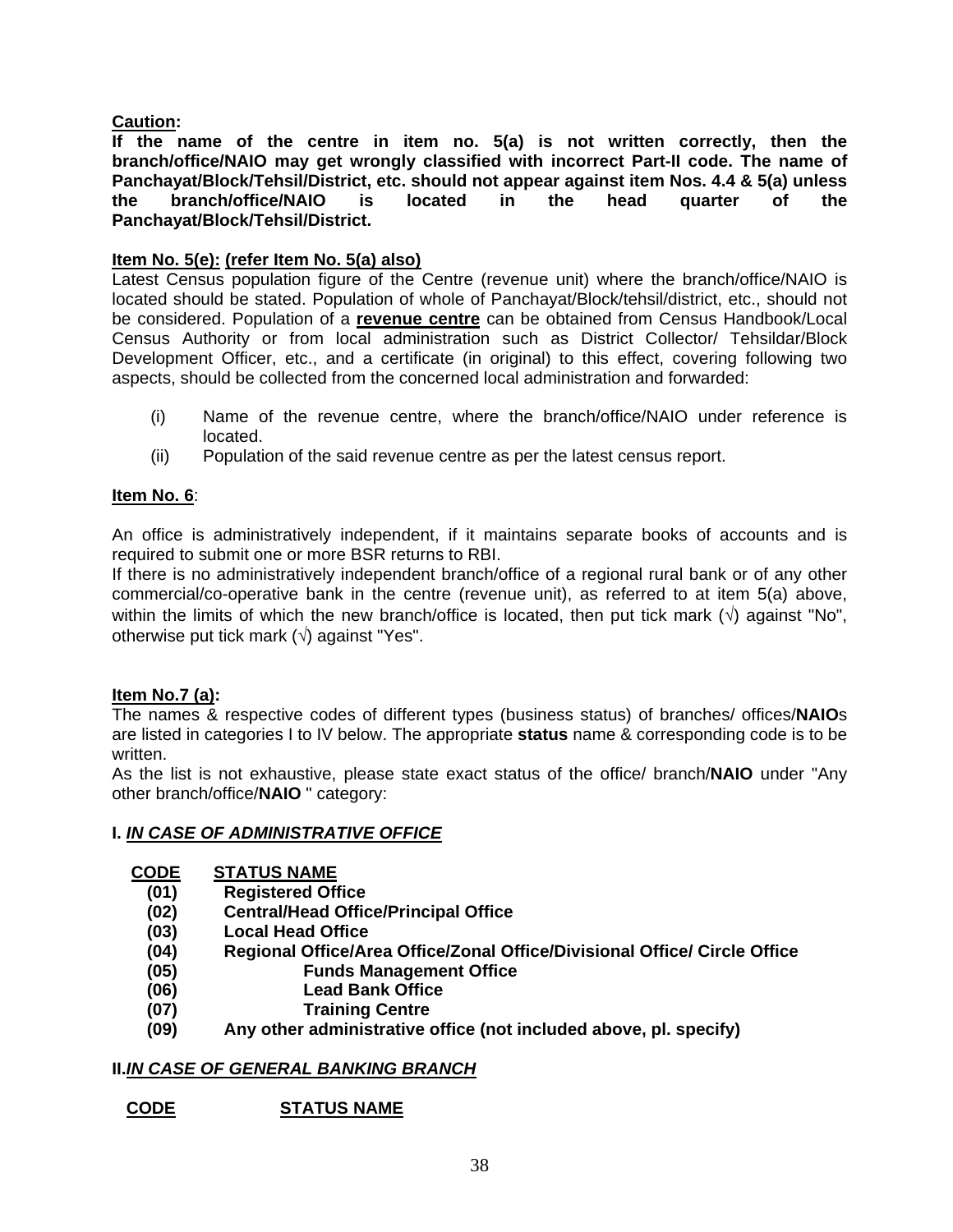**Caution:**

**If the name of the centre in item no. 5(a) is not written correctly, then the branch/office/NAIO may get wrongly classified with incorrect Part-II code. The name of Panchayat/Block/Tehsil/District, etc. should not appear against item Nos. 4.4 & 5(a) unless the branch/office/NAIO is located in the head quarter of the Panchayat/Block/Tehsil/District.**

**Item No. 5(e): (refer Item No. 5(a) also)**

Latest Census population figure of the Centre (revenue unit) where the branch/office/NAIO is located should be stated. Population of whole of Panchayat/Block/tehsil/district, etc., should not be considered. Population of a **revenue centre** can be obtained from Census Handbook/Local Census Authority or from local administration such as District Collector/ Tehsildar/Block Development Officer, etc., and a certificate (in original) to this effect, covering following two aspects, should be collected from the concerned local administration and forwarded:

(i) Name of the revenue centre, where the branch/office/NAIO under reference is located.

(ii) Population of the said revenue centre as per the latest census report.

**Item No. 6**:

An office is administratively independent, if it maintains separate books of accounts and is required to submit one or more BSR returns to RBI.

If there is no administratively independent branch/office of a regional rural bank or of any other commercial/co-operative bank in the centre (revenue unit), as referred to at item 5(a) above, within the limits of which the new branch/office is located, then put tick mark (√) against "No", otherwise put tick mark (√) against "Yes".

**Item No.7 (a):**

The names & respective codes of different types (business status) of branches/ offices/**NAIO**s are listed in categories I to IV below. The appropriate **status** name & corresponding code is to be written.

As the list is not exhaustive, please state exact status of the office/ branch/**NAIO** under "Any other branch/office/**NAIO** " category:

**I. *IN CASE OF ADMINISTRATIVE OFFICE***

| CODE | STATUS NAME |
|---|---|
| (01) | Registered Office |
| (02) | Central/Head Office/Principal Office |
| (03) | Local Head Office |
| (04) | Regional Office/Area Office/Zonal Office/Divisional Office/ Circle Office |
| (05) | Funds Management Office |
| (06) | Lead Bank Office |
| (07) | Training Centre |
| (09) | Any other administrative office (not included above, pl. specify) |

**II. *IN CASE OF GENERAL BANKING BRANCH***

| CODE | STATUS NAME |
|---|---|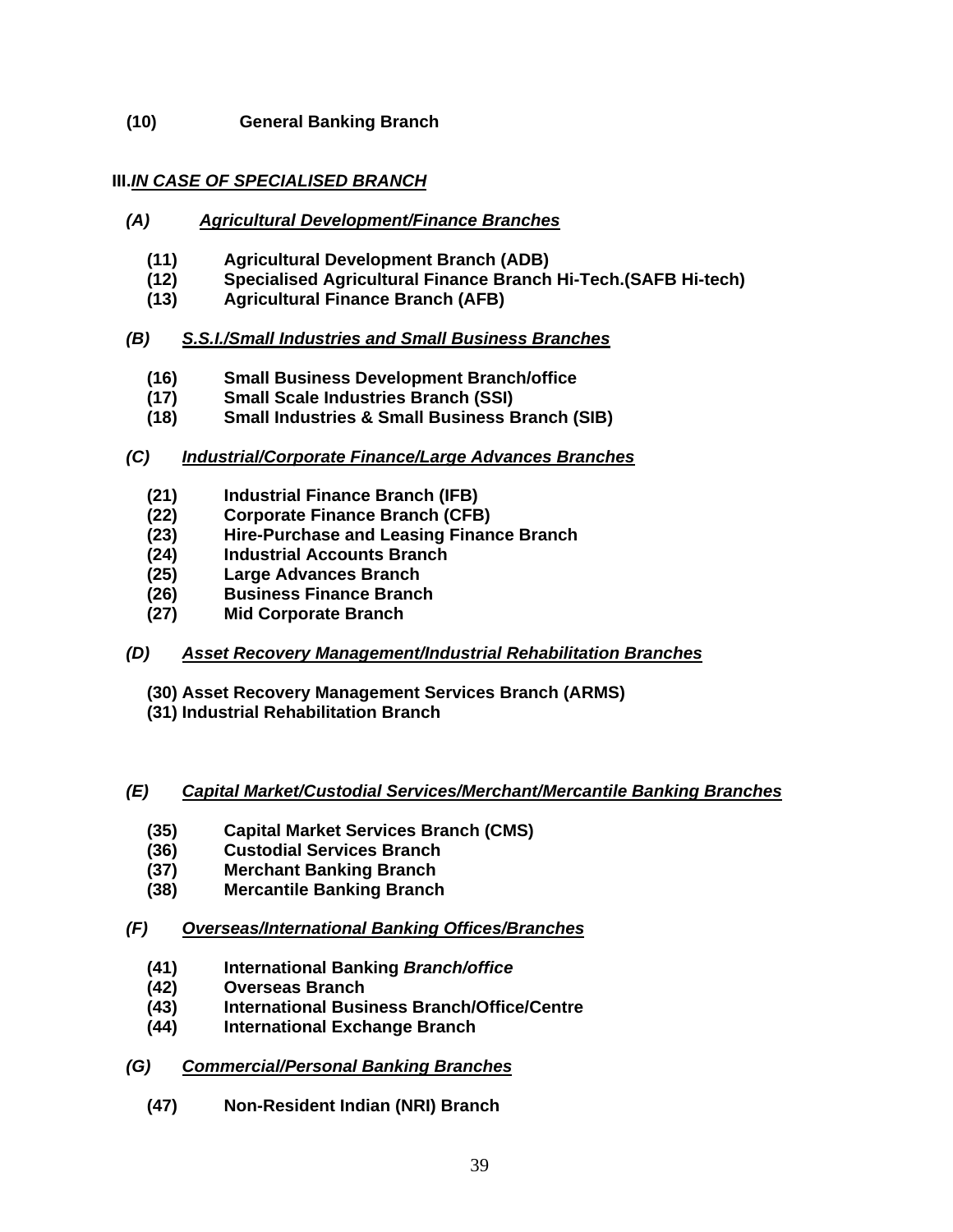**(10) General Banking Branch**

**III.*IN CASE OF SPECIALISED BRANCH***

***(A) Agricultural Development/Finance Branches***

- **(11) Agricultural Development Branch (ADB)**
- **(12) Specialised Agricultural Finance Branch Hi-Tech.(SAFB Hi-tech)**
- **(13) Agricultural Finance Branch (AFB)**

***(B) S.S.I./Small Industries and Small Business Branches***

- **(16) Small Business Development Branch/office**
- **(17) Small Scale Industries Branch (SSI)**
- **(18) Small Industries & Small Business Branch (SIB)**

***(C) Industrial/Corporate Finance/Large Advances Branches***

- **(21) Industrial Finance Branch (IFB)**
- **(22) Corporate Finance Branch (CFB)**
- **(23) Hire-Purchase and Leasing Finance Branch**
- **(24) Industrial Accounts Branch**
- **(25) Large Advances Branch**
- **(26) Business Finance Branch**
- **(27) Mid Corporate Branch**

***(D) Asset Recovery Management/Industrial Rehabilitation Branches***

- **(30) Asset Recovery Management Services Branch (ARMS)**
- **(31) Industrial Rehabilitation Branch**

***(E) Capital Market/Custodial Services/Merchant/Mercantile Banking Branches***

- **(35) Capital Market Services Branch (CMS)**
- **(36) Custodial Services Branch**
- **(37) Merchant Banking Branch**
- **(38) Mercantile Banking Branch**

***(F) Overseas/International Banking Offices/Branches***

- **(41) International Banking *Branch/office***
- **(42) Overseas Branch**
- **(43) International Business Branch/Office/Centre**
- **(44) International Exchange Branch**

***(G) Commercial/Personal Banking Branches***

- **(47) Non-Resident Indian (NRI) Branch**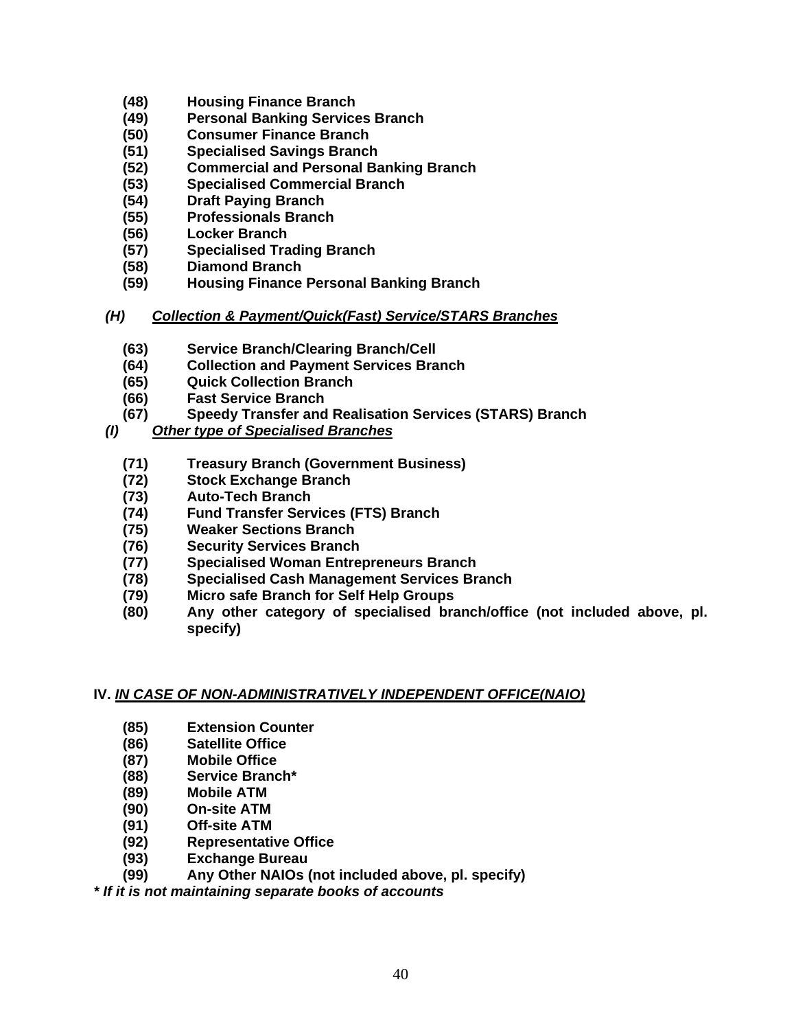**(48)** **Housing Finance Branch**
**(49)** **Personal Banking Services Branch**
**(50)** **Consumer Finance Branch**
**(51)** **Specialised Savings Branch**
**(52)** **Commercial and Personal Banking Branch**
**(53)** **Specialised Commercial Branch**
**(54)** **Draft Paying Branch**
**(55)** **Professionals Branch**
**(56)** **Locker Branch**
**(57)** **Specialised Trading Branch**
**(58)** **Diamond Branch**
**(59)** **Housing Finance Personal Banking Branch**

***(H)*** ***Collection & Payment/Quick(Fast) Service/STARS Branches***

**(63)** **Service Branch/Clearing Branch/Cell**
**(64)** **Collection and Payment Services Branch**
**(65)** **Quick Collection Branch**
**(66)** **Fast Service Branch**
**(67)** **Speedy Transfer and Realisation Services (STARS) Branch**

***(I)*** ***Other type of Specialised Branches***

**(71)** **Treasury Branch (Government Business)**
**(72)** **Stock Exchange Branch**
**(73)** **Auto-Tech Branch**
**(74)** **Fund Transfer Services (FTS) Branch**
**(75)** **Weaker Sections Branch**
**(76)** **Security Services Branch**
**(77)** **Specialised Woman Entrepreneurs Branch**
**(78)** **Specialised Cash Management Services Branch**
**(79)** **Micro safe Branch for Self Help Groups**
**(80)** **Any other category of specialised branch/office (not included above, pl. specify)**

**IV.** ***IN CASE OF NON-ADMINISTRATIVELY INDEPENDENT OFFICE(NAIO)***

**(85)** **Extension Counter**
**(86)** **Satellite Office**
**(87)** **Mobile Office**
**(88)** **Service Branch***
**(89)** **Mobile ATM**
**(90)** **On-site ATM**
**(91)** **Off-site ATM**
**(92)** **Representative Office**
**(93)** **Exchange Bureau**
**(99)** **Any Other NAIOs (not included above, pl. specify)**

***\* If it is not maintaining separate books of accounts***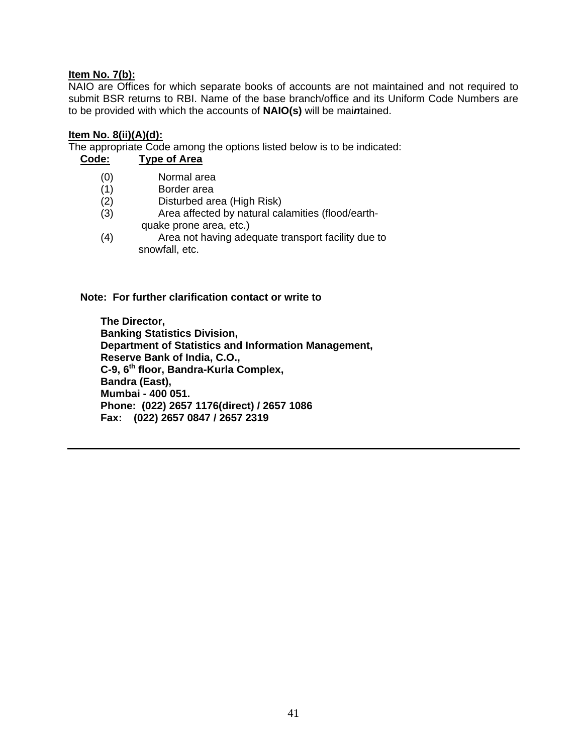**Item No. 7(b):**

NAIO are Offices for which separate books of accounts are not maintained and not required to submit BSR returns to RBI. Name of the base branch/office and its Uniform Code Numbers are to be provided with which the accounts of **NAIO(s)** will be mai***n***tained.

**Item No. 8(ii)(A)(d):**

The appropriate Code among the options listed below is to be indicated:

| **Code:** | **Type of Area** |
|---|---|
| (0) | Normal area |
| (1) | Border area |
| (2) | Disturbed area (High Risk) |
| (3) | Area affected by natural calamities (flood/earth-quake prone area, etc.) |
| (4) | Area not having adequate transport facility due to snowfall, etc. |

**Note: For further clarification contact or write to**

**The Director,**
**Banking Statistics Division,**
**Department of Statistics and Information Management,**
**Reserve Bank of India, C.O.,**
**C-9, 6th floor, Bandra-Kurla Complex,**
**Bandra (East),**
**Mumbai - 400 051.**
**Phone: (022) 2657 1176(direct) / 2657 1086**
**Fax: (022) 2657 0847 / 2657 2319**